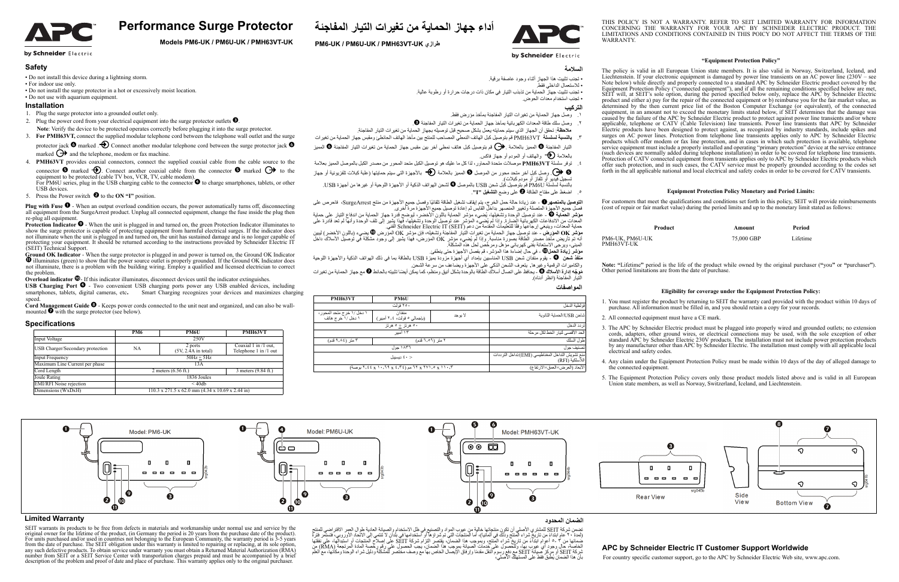# Performance Surge Protector

**Models PM6-UK / PM6U-UK / PMH63VT-UK**

## Safety

- Do not install this device during a lightning storm.
- For indoor use only.
- Do not install the surge protector in a hot or excessively moist location.
- Do not use with aquarium equipment.

## Installation

1. Plug the surge protector into a grounded outlet only.
2. Plug the power cord from your electrical equipment into the surge protector outlets ❸.
   **Note**: Verify the device to be protected operates correctly before plugging it into the surge protector.
3. **For PMH63VT,** connect the supplied modular telephone cord between the telephone wall outlet and the surge protector jack ❻ marked. Connect another modular telephone cord between the surge protector jack ❻ marked and the telephone, modem or fax machine.
4. **PMH63VT** provides coaxial connectors, connect the supplied coaxial cable from the cable source to the connector ❺ marked. Connect another coaxial cable from the connector ❺ marked to the equipment to be protected (cable TV box, VCR, TV, cable modem).
   For PM6U series, plug in the USB charging cable to the connector ❹ to charge smartphones, tablets, or other USB devices.
5. Press the Power switch ❷ to the **ON "I"** position.

**Plug with Fuse** ❶ - When an output overload condition occurs, the power automatically turns off, disconnecting all equipment from the SurgeArrest product. Unplug all connected equipment, change the fuse inside the plug then re-plug all equipment.

**Protection Indicator** ❾ - When the unit is plugged in and turned on, the green Protection Indicator illuminates to show the surge protector is capable of protecting equipment from harmful electrical surges. If the indicator does not illuminate when the unit is plugged in and turned on, the unit has sustained damage and is no longer capable of protecting your equipment. It should be returned according to the instructions provided by Schneider Electric IT (SEIT) Technical Support.

**Ground OK Indicator** - When the surge protector is plugged in and power is turned on, the Ground OK Indicator ⓫ illuminates (green) to show that the power source outlet is properly grounded. If the Ground OK Indicator does not illuminate, there is a problem with the building wiring. Employ a qualified and licensed electrician to correct the problem.

**Overload indicator** ❿ - If this indicator illuminates, disconnect devices until the indicator extinguishes.

**USB Charging Port** ❹ - Two convenient USB charging ports power any USB enabled devices, including smartphones, tablets, digital cameras, etc. Smart Charging recognizes your devices and maximizes charging speed.

**Cord Management Guide** ❽ - Keeps power cords connected to the unit neat and organized, and can also be wall-mounted ❼ with the surge protector (see below).

## Specifications

| | PM6 | PM6U | PMH63VT |
|---|---|---|---|
| Input Voltage | 250V | | |
| USB Charger/Secondary protection | NA | 2 ports (5V, 2.4A in total) | Coaxial 1 in /1 out, Telephone 1 in /1 out |
| Input Frequency | 50Hz ± 5Hz | | |
| Maximum Line Current per phase | 13A | | |
| Cord Length | 2 meters (6.56 ft.) | | 3 meters (9.84 ft.) |
| Joule Rating | 1836 Joules | | |
| EMI/RFI Noise rejection | < 40db | | |
| Dimensions (WxDxH) | 110.3 x 271.5 x 62.0 mm (4.34 x 10.69 x 2.44 in) | | |

## Limited Warranty

SEIT warrants its products to be free from defects in materials and workmanship under normal use and service by the original owner for the lifetime of the product, (in Germany the period is 20 years from the purchase date of the product). For units purchased and/or used in countries not belonging to the European Community, the warranty period is 3-5 years from the date of purchase. The SEIT obligation under this warranty is limited to repairing or replacing, at its sole option, any such defective products. To obtain service under warranty you must obtain a Returned Material Authorization (RMA) number from SEIT or a SEIT Service Center with transportation charges prepaid and must be accompanied by a brief description of the problem and proof of date and place of purchase. This warranty applies only to the original purchaser.

# أداء جهاز الحماية من تغيرات التيار المفاجئة

**طرازي PM6-UK / PM6U-UK / PMH63VT-UK**

## السلامة

- تجنب تثبيت هذا الجهاز أثناء وجود عاصفة برقية.
- للاستعمال الداخلي فقط.
- تجنب تثبيت جهاز الحماية من تذبذب التيار في مكان ذات درجات حرارة أو رطوبة عالية.
- تجنب استخدام معدات الحوض.

## التركيب

١. وصل جهاز الحماية من تغيرات التيار المفاجئة بمأخذ مؤرض فقط.
٢. وصل سلك طاقة المعدات الكهربائية بمأخذ جهاز الحماية من تغيرات التيار المفاجئة ❸
**ملاحظة:** تحقق أن الجهاز الذي سيتم حمايته يعمل بشكل صحيح قبل توصيله بجهاز الحماية من تغيرات التيار المفاجئة.
٣. **بالنسبة لسلسلة** PMH63VT قم بتوصيل كبل الهاتف النمطي المصاحب للمنتج بين مأخذ الهاتف الحائطي ومقبس جهاز الحماية من تغيرات التيار المفاجئة ❻ المميز بالعلامة. قم بتوصيل كبل هاتف نمطي آخر بين مقبس جهاز الحماية من تغيرات التيار المفاجئة ❻ المميز بالعلامة والهاتف أو المودم أو جهاز فاكس.
٤. توفر سلسلة **PMH63VT** موصلات متحدة المحاور، لذا كل ما عليك هو توصيل الكبل متحد المحور من مصدر الكبل بالموصل المميز بعلامة ❺. وصل كبل آخر متحد محور من الموصل ❺ المميز بالعلامة بالأجهزة التي سيتم حمايتها (علبة كبلات تلفزيونية أو جهاز تسجيل فيديو أو تلفاز أو مودم كبلات).
بالنسبة لسلسلة PM6U قم بتوصيل كبل شحن USB بالموصل ❹ لشحن الهواتف الذكية أو الأجهزة اللوحية أو غيرها من أجهزة USB.
٥. اضغط على مفتاح الطاقة ❷ على وضع **التشغيل "I"**.

**التوصيل بالمنصهر** ❶ - عند زيادة حالة حمل الخرج، يتم إيقاف تشغيل الطاقة تلقائيًا وفصل جميع الأجهزة من منتج SurgeArrest. فاحرص على فصل جميع الأجهزة المتصلة وتغيير المنصهر بداخل القابس ثم إعادة توصيل جميع الأجهزة مرة أخرى.
**مؤشر الحماية** ❾ - عند توصيل الوحدة وتشغيلها، يضيء مؤشر الحماية باللون الأخضر، ليوضح قدرة جهاز الحماية من اندفاع التيار على حماية المعدات من الاندفاعات الكهربائية الضارة. وإذا لم يضيء المؤشر عند توصيل الوحدة وتشغيلها، فهذا يشير إلى تلف الوحدة وأنها لم تعد قادرة على حماية المعدات، وينبغي إرجاعها وفقًا للتعليمات المقدمة من دعم Schneider Electric IT (SEIT) الفني.
**مؤشر OK المؤرض** - عند توصيل جهاز الحماية من تغيرات التيار المفاجئة وتشغيله، فإن مؤشر OK المؤرض ⓫ يضيء (باللون الأخضر) ليبين أنه تم تأريض مأخذ مصدر الطاقة بصورة مناسبة. وإذا لم يضيء مؤشر OK المؤرض، فهذا يشير إلى وجود مشكلة في توصيل الأسلاك داخل المبنى، ويرجى الاستعانة بفني كهربائي مؤهل ومرخص لحل هذه المشكلة.
**مؤشر زيادة الحمل** ❿ - في حال إضاءة هذا المؤشر، قم بفصل الأجهزة حتى ينطفئ.
**منفذ شحن** ❹ - يقوم منفذان شحن USB المناسبين بإمداد أي أجهزة مزودة بميزة USB بالطاقة بما في ذلك الهواتف الذكية والأجهزة اللوحية والكاميرات الرقمية وغيرها. يتعرف الشحن الذكي على الأجهزة ويضاعف من سرعة الشحن.
**موجه إدارة الأسلاك** ❽ - يحافظ على اتصال أسلاك الطاقة بالوحدة بشكل أنيق ومنظم، كما يمكن أيضًا تثبيته بالحائط ❼ مع جهاز الحماية من تغيرات التيار المفاجئة (انظر أدناه).

## المواصفات

| | PM6 | PM6U | PMH63VT |
|---|---|---|---|
| فولطية الدخل | ٢٥٠ فولت | | |
| شاحن USB/الحماية الثانوية | لا يوجد | منفذان (بإجمالي ٥ فولت، ٢٫٤ أمبير) | ١ دخل /١ خرج متحد المحور، ١ دخل /١ خرج هاتف |
| تردد الدخل | ٥٠ هرتز ± ٥ هرتز | | |
| الحد الأقصى لتيار الخط لكل مرحلة | ١٣ أمبير | | |
| طول السلك | ٢ متر (٦٫٥٦ قدم) | | ٣ متر (٩٫٨٤ قدم) |
| تصنيف جول | ١٨٣٦ جول | | |
| منع تشويش التداخل المغناطيسي (EMI)/تداخل الترددات اللاسلكية (RFI) | < ٤٠ ديسيبل | | |
| الأبعاد (العرض×العمق×الارتفاع) | ١١٠٫٣ x ٢٧١٫٥ x ٦٢ مم (٤٫٣٤ x ١٠٫٦٩ x ٢٫٤٤ بوصة) | | |

## الضمان المحدود

تضمن شركة SEIT للمشتري الأصلي أن تكون منتجاتها خالية من عيوب المواد والتصنيع في ظل الاستخدام والصيانة العادية طوال العمر الافتراضي للمنتج (لمدة ٢٠ عام ابتداء من تاريخ شراء المنتج وذلك في ألمانيا). أما المنتجات التي تم شراؤها أو استخدامها في بلدان لا تنتمي إلى الاتحاد الأوروبي، فستمر فترة ضمانها من ٣ - ٥ أعوام ابتداء من تاريخ شراء المنتج، وبموجب هذا الضمان، يقتصر التزام شركة SEIT على إصلاح المنتجات أو استبدالها، على نفقتها الخاصة، حال وجود أي عيوب بها. وللحصول على خدمات الصيانة بموجب هذا الضمان، يجب الحصول على رقم رخصة المادة المرتجعة (RMA) من شركة SEIT أو مركز صيانة SEIT مع دفع رسوم النقل مقدمًا وأرفاق الإيصال الخاص بها مع وصف مختصر للمشكلة ودليل على تاريخ شراء الوحدة ومكانها، مع العلم بأن هذا الضمان يطبق فقط على المستهلك الأصلي.

THIS POLICY IS NOT A WARRANTY. REFER TO SEIT LIMITED WARRANTY FOR INFORMATION CONCERNING THE WARRANTY FOR YOUR APC BY SCHNEIDER ELECTRIC PRODUCT. THE LIMITATIONS AND CONDITIONS CONTAINED IN THIS POICY DO NOT AFFECT THE TERMS OF THE WARRANTY.

### "Equipment Protection Policy"

The policy is valid in all European Union state members. It is also valid in Norway, Switzerland, Iceland, and Liechtenstein. If your electronic equipment is damaged by power line transients on an AC power line (230V – see Note below) while directly and properly connected to a standard APC by Schneider Electric product covered by the Equipment Protection Policy ("connected equipment"), and if all the remaining conditions specified below are met, SEIT will, at SEIT's sole option, during the period specified below only, replace the APC by Schneider Electric product and either a) pay for the repair of the connected equipment or b) reimburse you for the fair market value, as determined by the then current price list of the Boston Computer Exchange (or equivalent), of the connected equipment, in an amount not to exceed the monetary limits stated below, if SEIT determines that the damage was caused by the failure of the APC by Schneider Electric product to protect against power line transients and/or where applicable, telephone or CATV (Cable Television) line transients. Power line transients that APC by Schneider Electric products have been designed to protect against, as recognized by industry standards, include spikes and surges on AC power lines. Protection from telephone line transients only applies to APC by Schneider Electric products which offer modem or fax line protection, and in cases in which such protection is available, telephone service equipment must include a properly installed and operating "primary protection" device at the service entrance (such devices are normally added during telephone installation) in order to be covered for telephone line transients. Protection of CATV connected equipment from transients applies only to APC by Schneider Electric products which offer such protection, and in such cases, the CATV service must be properly grounded according to the codes set forth in the all applicable national and local electrical and local safety codes in order to be covered for CATV transients.

### Equipment Protection Policy Monetary and Period Limits:

For customers that meet the qualifications and conditions set forth in this policy, SEIT will provide reimbursements (cost of repair or fair market value) during the period limits and up to the monetary limit stated as follows:

| Product | Amount | Period |
|---|---|---|
| PM6-UK, PM6U-UK PMH63VT-UK | 75,000 GBP | Lifetime |

**Note: "**Lifetime**"** period is the life of the product while owned by the original purchaser (**"**you**"** or **"**purchaser**"**). Other period limitations are from the date of purchase.

### Eligibility for coverage under the Equipment Protection Policy:

1. You must register the product by returning to SEIT the warranty card provided with the product within 10 days of purchase. All information must be filled in, and you should retain a copy for your records.
2. All connected equipment must have a CE mark.
3. The APC by Schneider Electric product must be plugged into properly wired and grounded outlets; no extension cords, adapters, other ground wires, or electrical connections may be used, with the sole exception of other standard APC by Schneider Electric 230V products. The installation must not include power protection products by any manufacturer other than APC by Schneider Electric. The installation must comply with all applicable local electrical and safety codes.
4. Any claim under the Equipment Protection Policy must be made within 10 days of the day of alleged damage to the connected equipment.
5. The Equipment Protection Policy covers only those product models listed above and is valid in all European Union state members, as well as Norway, Switzerland, Iceland, and Liechtenstein.

## APC by Schneider Electric IT Customer Support Worldwide

For country specific customer support, go to the APC by Schneider Electric Web site, www.apc.com.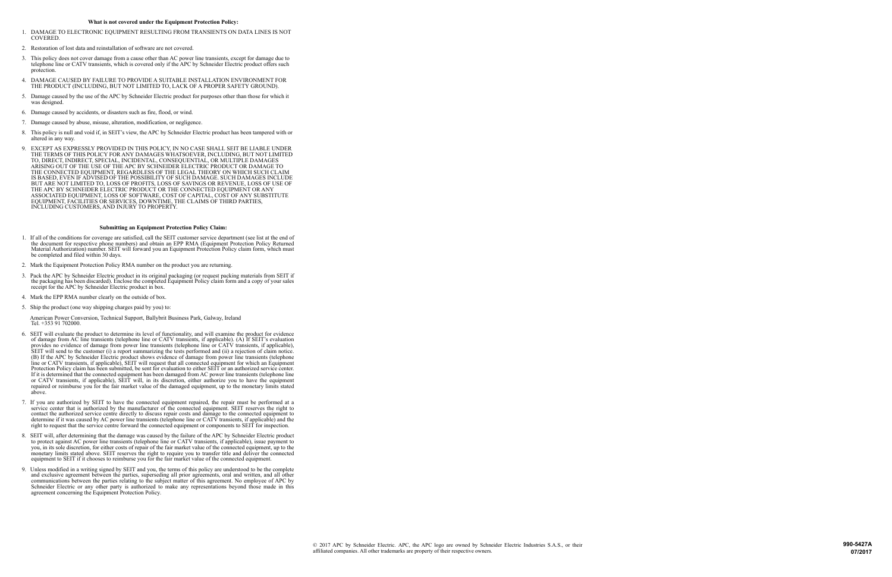### What is not covered under the Equipment Protection Policy:

1. DAMAGE TO ELECTRONIC EQUIPMENT RESULTING FROM TRANSIENTS ON DATA LINES IS NOT COVERED.
2. Restoration of lost data and reinstallation of software are not covered.
3. This policy does not cover damage from a cause other than AC power line transients, except for damage due to telephone line or CATV transients, which is covered only if the APC by Schneider Electric product offers such protection.
4. DAMAGE CAUSED BY FAILURE TO PROVIDE A SUITABLE INSTALLATION ENVIRONMENT FOR THE PRODUCT (INCLUDING, BUT NOT LIMITED TO, LACK OF A PROPER SAFETY GROUND).
5. Damage caused by the use of the APC by Schneider Electric product for purposes other than those for which it was designed.
6. Damage caused by accidents, or disasters such as fire, flood, or wind.
7. Damage caused by abuse, misuse, alteration, modification, or negligence.
8. This policy is null and void if, in SEIT's view, the APC by Schneider Electric product has been tampered with or altered in any way.
9. EXCEPT AS EXPRESSLY PROVIDED IN THIS POLICY, IN NO CASE SHALL SEIT BE LIABLE UNDER THE TERMS OF THIS POLICY FOR ANY DAMAGES WHATSOEVER, INCLUDING, BUT NOT LIMITED TO, DIRECT, INDIRECT, SPECIAL, INCIDENTAL, CONSEQUENTIAL, OR MULTIPLE DAMAGES ARISING OUT OF THE USE OF THE APC BY SCHNEIDER ELECTRIC PRODUCT OR DAMAGE TO THE CONNECTED EQUIPMENT, REGARDLESS OF THE LEGAL THEORY ON WHICH SUCH CLAIM IS BASED, EVEN IF ADVISED OF THE POSSIBILITY OF SUCH DAMAGE. SUCH DAMAGES INCLUDE BUT ARE NOT LIMITED TO, LOSS OF PROFITS, LOSS OF SAVINGS OR REVENUE, LOSS OF USE OF THE APC BY SCHNEIDER ELECTRIC PRODUCT OR THE CONNECTED EQUIPMENT OR ANY ASSOCIATED EQUIPMENT, LOSS OF SOFTWARE, COST OF CAPITAL, COST OF ANY SUBSTITUTE EQUIPMENT, FACILITIES OR SERVICES, DOWNTIME, THE CLAIMS OF THIRD PARTIES, INCLUDING CUSTOMERS, AND INJURY TO PROPERTY.

### Submitting an Equipment Protection Policy Claim:

1. If all of the conditions for coverage are satisfied, call the SEIT customer service department (see list at the end of the document for respective phone numbers) and obtain an EPP RMA (Equipment Protection Policy Returned Material Authorization) number. SEIT will forward you an Equipment Protection Policy claim form, which must be completed and filed within 30 days.
2. Mark the Equipment Protection Policy RMA number on the product you are returning.
3. Pack the APC by Schneider Electric product in its original packaging (or request packing materials from SEIT if the packaging has been discarded). Enclose the completed Equipment Policy claim form and a copy of your sales receipt for the APC by Schneider Electric product in box.
4. Mark the EPP RMA number clearly on the outside of box.
5. Ship the product (one way shipping charges paid by you) to:

   American Power Conversion, Technical Support, Ballybrit Business Park, Galway, Ireland
   Tel. +353 91 702000.

6. SEIT will evaluate the product to determine its level of functionality, and will examine the product for evidence of damage from AC line transients (telephone line or CATV transients, if applicable). (A) If SEIT's evaluation provides no evidence of damage from power line transients (telephone line or CATV transients, if applicable), SEIT will send to the customer (i) a report summarizing the tests performed and (ii) a rejection of claim notice. (B) If the APC by Schneider Electric product shows evidence of damage from power line transients (telephone line or CATV transients, if applicable), SEIT will request that all connected equipment for which an Equipment Protection Policy claim has been submitted, be sent for evaluation to either SEIT or an authorized service center. If it is determined that the connected equipment has been damaged from AC power line transients (telephone line or CATV transients, if applicable), SEIT will, in its discretion, either authorize you to have the equipment repaired or reimburse you for the fair market value of the damaged equipment, up to the monetary limits stated above.
7. If you are authorized by SEIT to have the connected equipment repaired, the repair must be performed at a service center that is authorized by the manufacturer of the connected equipment. SEIT reserves the right to contact the authorized service centre directly to discuss repair costs and damage to the connected equipment to determine if it was caused by AC power line transients (telephone line or CATV transients, if applicable) and the right to request that the service centre forward the connected equipment or components to SEIT for inspection.
8. SEIT will, after determining that the damage was caused by the failure of the APC by Schneider Electric product to protect against AC power line transients (telephone line or CATV transients, if applicable), issue payment to you, in its sole discretion, for either costs of repair of the fair market value of the connected equipment, up to the monetary limits stated above. SEIT reserves the right to require you to transfer title and deliver the connected equipment to SEIT if it chooses to reimburse you for the fair market value of the connected equipment.
9. Unless modified in a writing signed by SEIT and you, the terms of this policy are understood to be the complete and exclusive agreement between the parties, superseding all prior agreements, oral and written, and all other communications between the parties relating to the subject matter of this agreement. No employee of APC by Schneider Electric or any other party is authorized to make any representations beyond those made in this agreement concerning the Equipment Protection Policy.

© 2017 APC by Schneider Electric. APC, the APC logo are owned by Schneider Electric Industries S.A.S., or their affiliated companies. All other trademarks are property of their respective owners.

**990-5427A**
**07/2017**